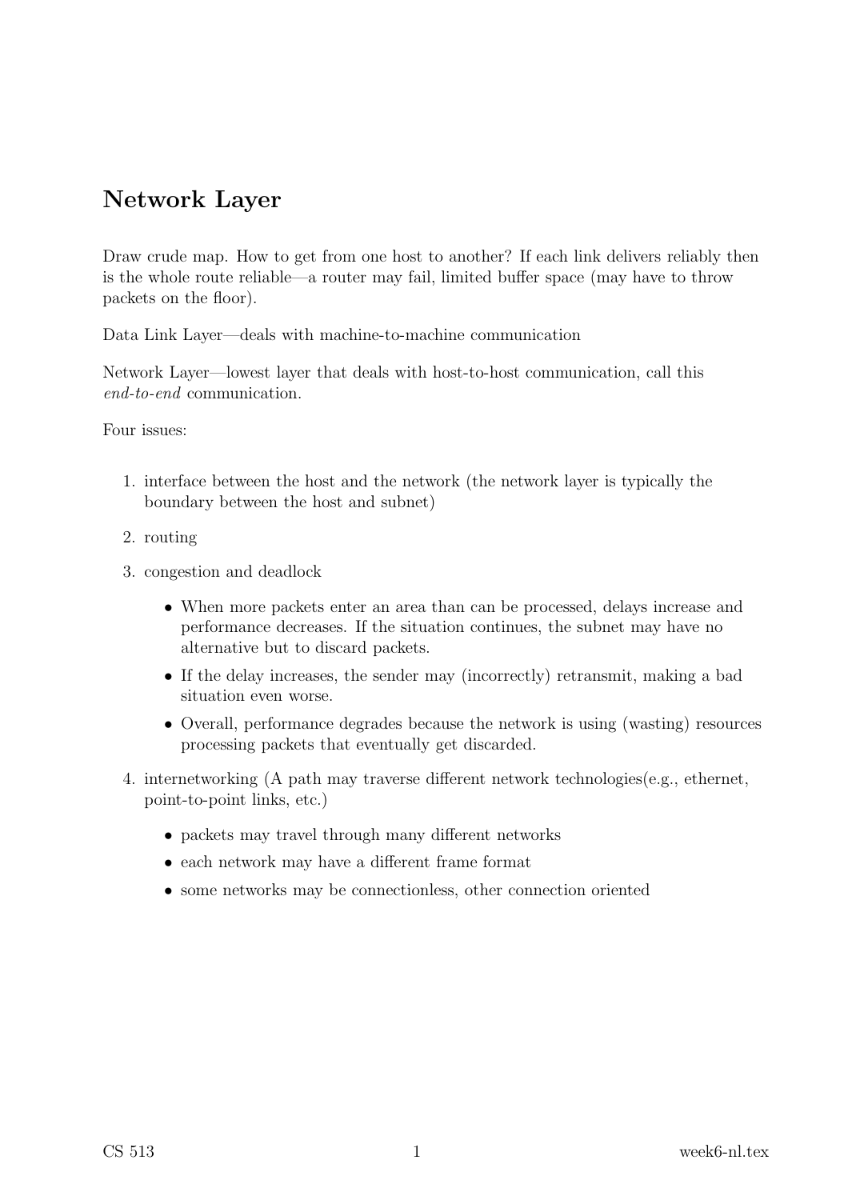# Network Layer

Draw crude map. How to get from one host to another? If each link delivers reliably then is the whole route reliable—a router may fail, limited buffer space (may have to throw packets on the floor).

Data Link Layer—deals with machine-to-machine communication

Network Layer—lowest layer that deals with host-to-host communication, call this *end-to-end* communication.

Four issues:

1. interface between the host and the network (the network layer is typically the boundary between the host and subnet)
2. routing
3. congestion and deadlock
   - When more packets enter an area than can be processed, delays increase and performance decreases. If the situation continues, the subnet may have no alternative but to discard packets.
   - If the delay increases, the sender may (incorrectly) retransmit, making a bad situation even worse.
   - Overall, performance degrades because the network is using (wasting) resources processing packets that eventually get discarded.
4. internetworking (A path may traverse different network technologies(e.g., ethernet, point-to-point links, etc.)
   - packets may travel through many different networks
   - each network may have a different frame format
   - some networks may be connectionless, other connection oriented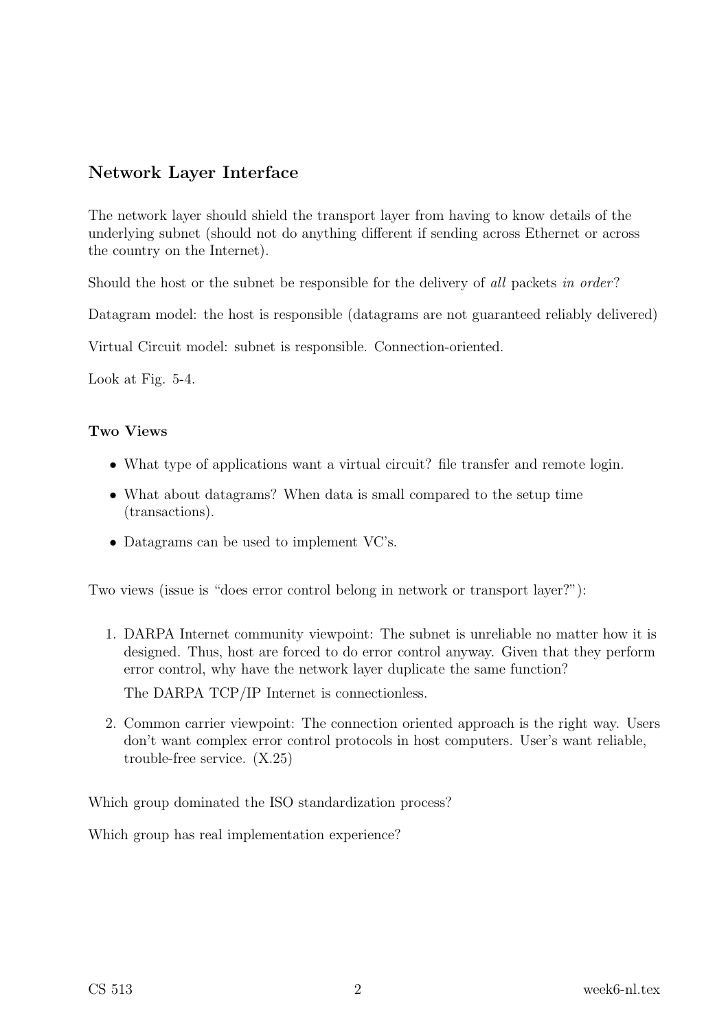## Network Layer Interface

The network layer should shield the transport layer from having to know details of the underlying subnet (should not do anything different if sending across Ethernet or across the country on the Internet).

Should the host or the subnet be responsible for the delivery of *all* packets *in order*?

Datagram model: the host is responsible (datagrams are not guaranteed reliably delivered)

Virtual Circuit model: subnet is responsible. Connection-oriented.

Look at Fig. 5-4.

### Two Views

- What type of applications want a virtual circuit? file transfer and remote login.
- What about datagrams? When data is small compared to the setup time (transactions).
- Datagrams can be used to implement VC's.

Two views (issue is "does error control belong in network or transport layer?"):

1. DARPA Internet community viewpoint: The subnet is unreliable no matter how it is designed. Thus, host are forced to do error control anyway. Given that they perform error control, why have the network layer duplicate the same function?

   The DARPA TCP/IP Internet is connectionless.

2. Common carrier viewpoint: The connection oriented approach is the right way. Users don't want complex error control protocols in host computers. User's want reliable, trouble-free service. (X.25)

Which group dominated the ISO standardization process?

Which group has real implementation experience?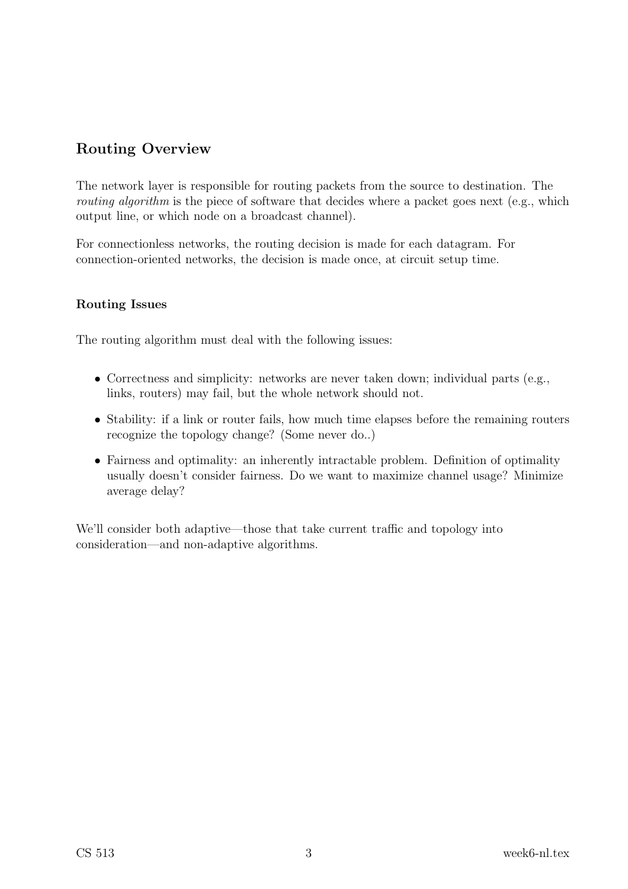## Routing Overview

The network layer is responsible for routing packets from the source to destination. The *routing algorithm* is the piece of software that decides where a packet goes next (e.g., which output line, or which node on a broadcast channel).

For connectionless networks, the routing decision is made for each datagram. For connection-oriented networks, the decision is made once, at circuit setup time.

### Routing Issues

The routing algorithm must deal with the following issues:

- Correctness and simplicity: networks are never taken down; individual parts (e.g., links, routers) may fail, but the whole network should not.
- Stability: if a link or router fails, how much time elapses before the remaining routers recognize the topology change? (Some never do..)
- Fairness and optimality: an inherently intractable problem. Definition of optimality usually doesn't consider fairness. Do we want to maximize channel usage? Minimize average delay?

We'll consider both adaptive—those that take current traffic and topology into consideration—and non-adaptive algorithms.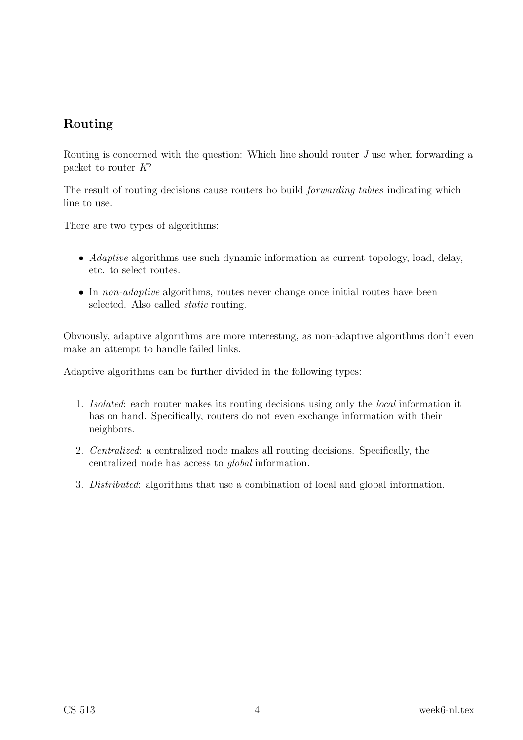## Routing

Routing is concerned with the question: Which line should router $J$ use when forwarding a packet to router $K$?

The result of routing decisions cause routers bo build *forwarding tables* indicating which line to use.

There are two types of algorithms:

- *Adaptive* algorithms use such dynamic information as current topology, load, delay, etc. to select routes.
- In *non-adaptive* algorithms, routes never change once initial routes have been selected. Also called *static* routing.

Obviously, adaptive algorithms are more interesting, as non-adaptive algorithms don't even make an attempt to handle failed links.

Adaptive algorithms can be further divided in the following types:

1. *Isolated*: each router makes its routing decisions using only the *local* information it has on hand. Specifically, routers do not even exchange information with their neighbors.
2. *Centralized*: a centralized node makes all routing decisions. Specifically, the centralized node has access to *global* information.
3. *Distributed*: algorithms that use a combination of local and global information.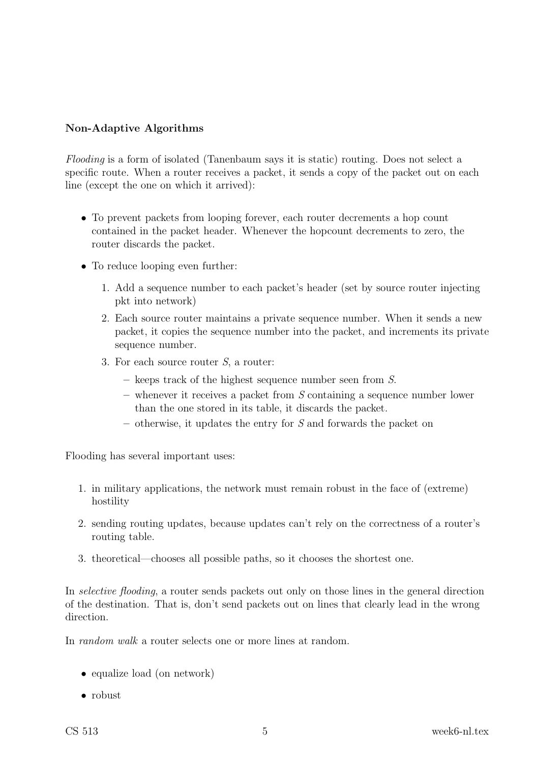**Non-Adaptive Algorithms**

*Flooding* is a form of isolated (Tanenbaum says it is static) routing. Does not select a specific route. When a router receives a packet, it sends a copy of the packet out on each line (except the one on which it arrived):

- To prevent packets from looping forever, each router decrements a hop count contained in the packet header. Whenever the hopcount decrements to zero, the router discards the packet.
- To reduce looping even further:
  1. Add a sequence number to each packet's header (set by source router injecting pkt into network)
  2. Each source router maintains a private sequence number. When it sends a new packet, it copies the sequence number into the packet, and increments its private sequence number.
  3. For each source router $S$, a router:
     - keeps track of the highest sequence number seen from $S$.
     - whenever it receives a packet from $S$ containing a sequence number lower than the one stored in its table, it discards the packet.
     - otherwise, it updates the entry for $S$ and forwards the packet on

Flooding has several important uses:

1. in military applications, the network must remain robust in the face of (extreme) hostility
2. sending routing updates, because updates can't rely on the correctness of a router's routing table.
3. theoretical—chooses all possible paths, so it chooses the shortest one.

In *selective flooding*, a router sends packets out only on those lines in the general direction of the destination. That is, don't send packets out on lines that clearly lead in the wrong direction.

In *random walk* a router selects one or more lines at random.

- equalize load (on network)
- robust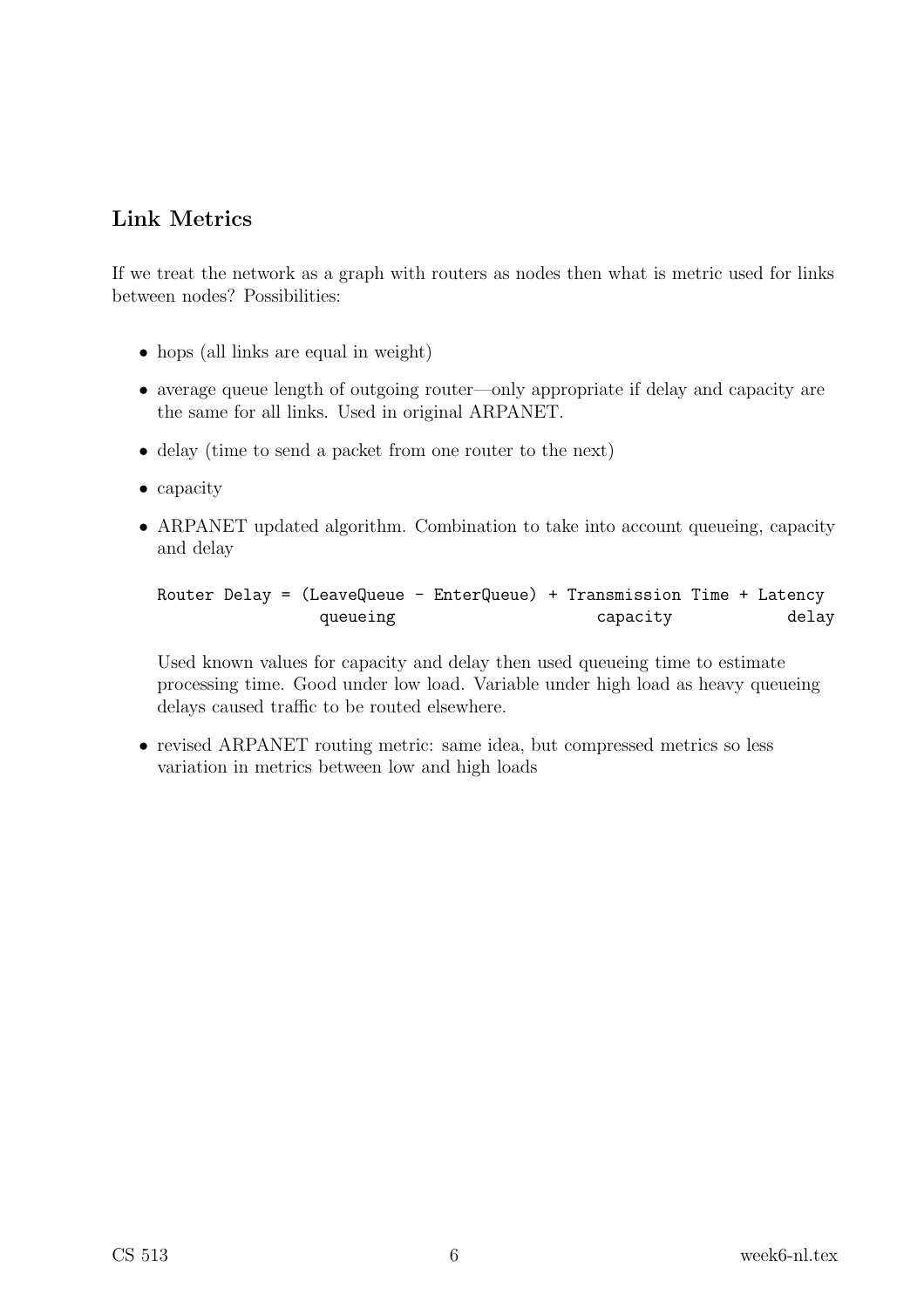## Link Metrics

If we treat the network as a graph with routers as nodes then what is metric used for links between nodes? Possibilities:

- hops (all links are equal in weight)
- average queue length of outgoing router—only appropriate if delay and capacity are the same for all links. Used in original ARPANET.
- delay (time to send a packet from one router to the next)
- capacity
- ARPANET updated algorithm. Combination to take into account queueing, capacity and delay

  ```
  Router Delay = (LeaveQueue - EnterQueue) + Transmission Time + Latency
                  queueing                     capacity            delay
  ```

  Used known values for capacity and delay then used queueing time to estimate processing time. Good under low load. Variable under high load as heavy queueing delays caused traffic to be routed elsewhere.

- revised ARPANET routing metric: same idea, but compressed metrics so less variation in metrics between low and high loads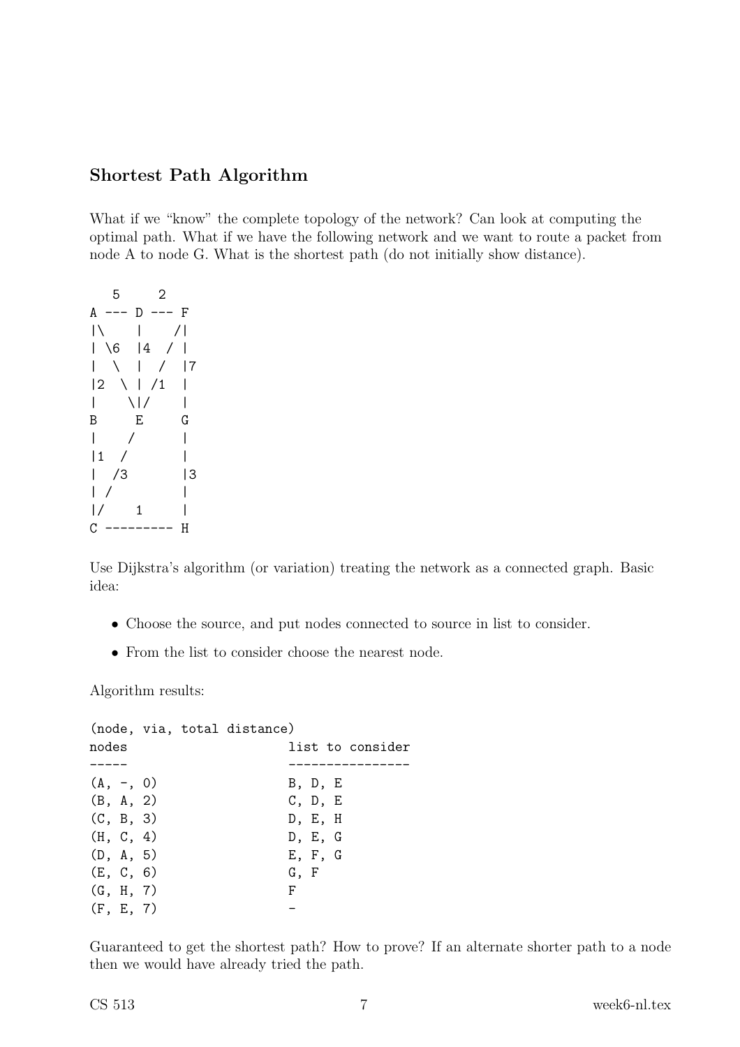### Shortest Path Algorithm

What if we "know" the complete topology of the network? Can look at computing the optimal path. What if we have the following network and we want to route a packet from node A to node G. What is the shortest path (do not initially show distance).

```
   5     2
A --- D --- F
|\    |    /|
| \6  |4  / |
|  \  |  /  |7
|2  \ | /1  |
|    \|/    |
B     E     G
|    /      |
|1  /       |
|  /3       |3
| /         |
|/    1     |
C --------- H
```

Use Dijkstra's algorithm (or variation) treating the network as a connected graph. Basic idea:

- Choose the source, and put nodes connected to source in list to consider.
- From the list to consider choose the nearest node.

Algorithm results:

```
(node, via, total distance)
nodes                     list to consider
-----                     ----------------
(A, -, 0)                 B, D, E
(B, A, 2)                 C, D, E
(C, B, 3)                 D, E, H
(H, C, 4)                 D, E, G
(D, A, 5)                 E, F, G
(E, C, 6)                 G, F
(G, H, 7)                 F
(F, E, 7)                 -
```

Guaranteed to get the shortest path? How to prove? If an alternate shorter path to a node then we would have already tried the path.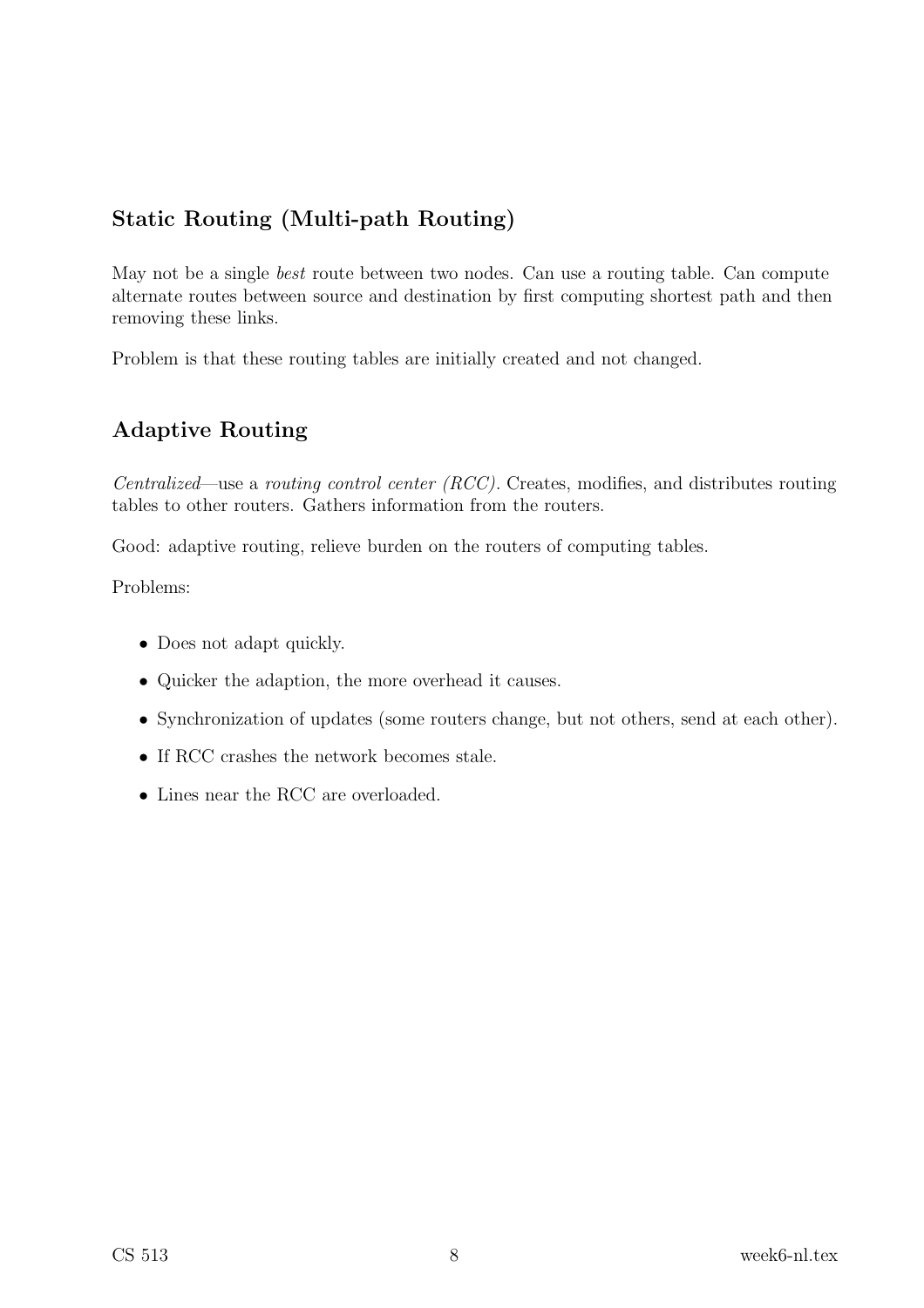## Static Routing (Multi-path Routing)

May not be a single *best* route between two nodes. Can use a routing table. Can compute alternate routes between source and destination by first computing shortest path and then removing these links.

Problem is that these routing tables are initially created and not changed.

## Adaptive Routing

*Centralized*—use a *routing control center (RCC)*. Creates, modifies, and distributes routing tables to other routers. Gathers information from the routers.

Good: adaptive routing, relieve burden on the routers of computing tables.

Problems:

- Does not adapt quickly.
- Quicker the adaption, the more overhead it causes.
- Synchronization of updates (some routers change, but not others, send at each other).
- If RCC crashes the network becomes stale.
- Lines near the RCC are overloaded.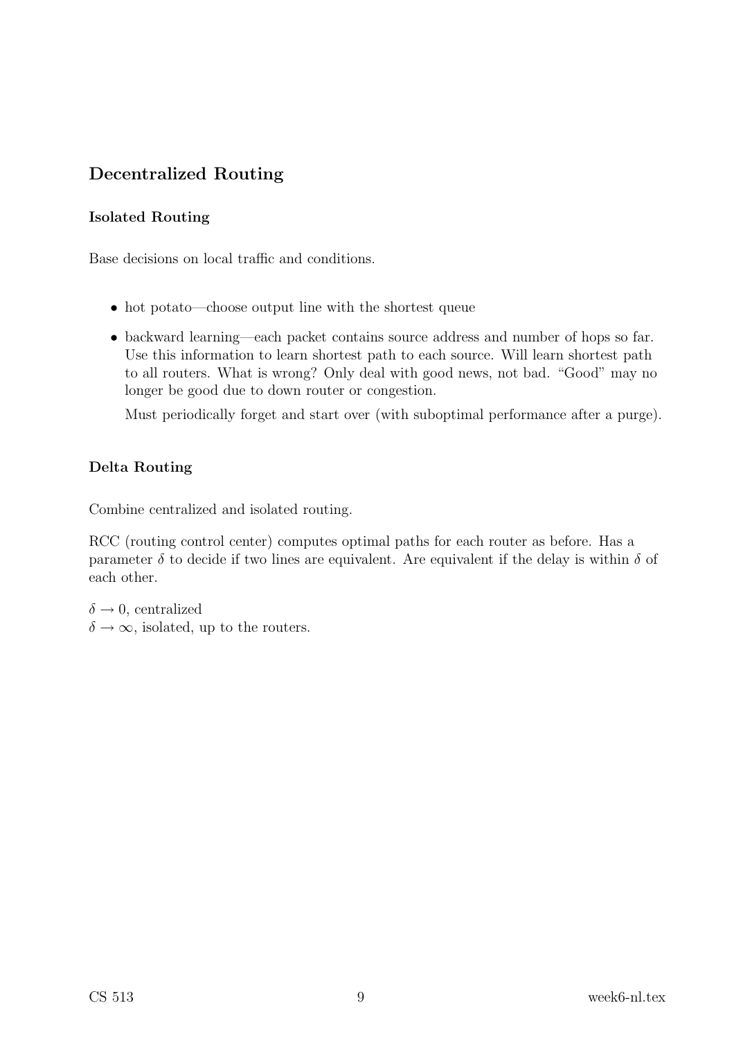## Decentralized Routing

### Isolated Routing

Base decisions on local traffic and conditions.

- hot potato—choose output line with the shortest queue
- backward learning—each packet contains source address and number of hops so far. Use this information to learn shortest path to each source. Will learn shortest path to all routers. What is wrong? Only deal with good news, not bad. "Good" may no longer be good due to down router or congestion.

  Must periodically forget and start over (with suboptimal performance after a purge).

### Delta Routing

Combine centralized and isolated routing.

RCC (routing control center) computes optimal paths for each router as before. Has a parameter $\delta$ to decide if two lines are equivalent. Are equivalent if the delay is within $\delta$ of each other.

$\delta \rightarrow 0$, centralized
$\delta \rightarrow \infty$, isolated, up to the routers.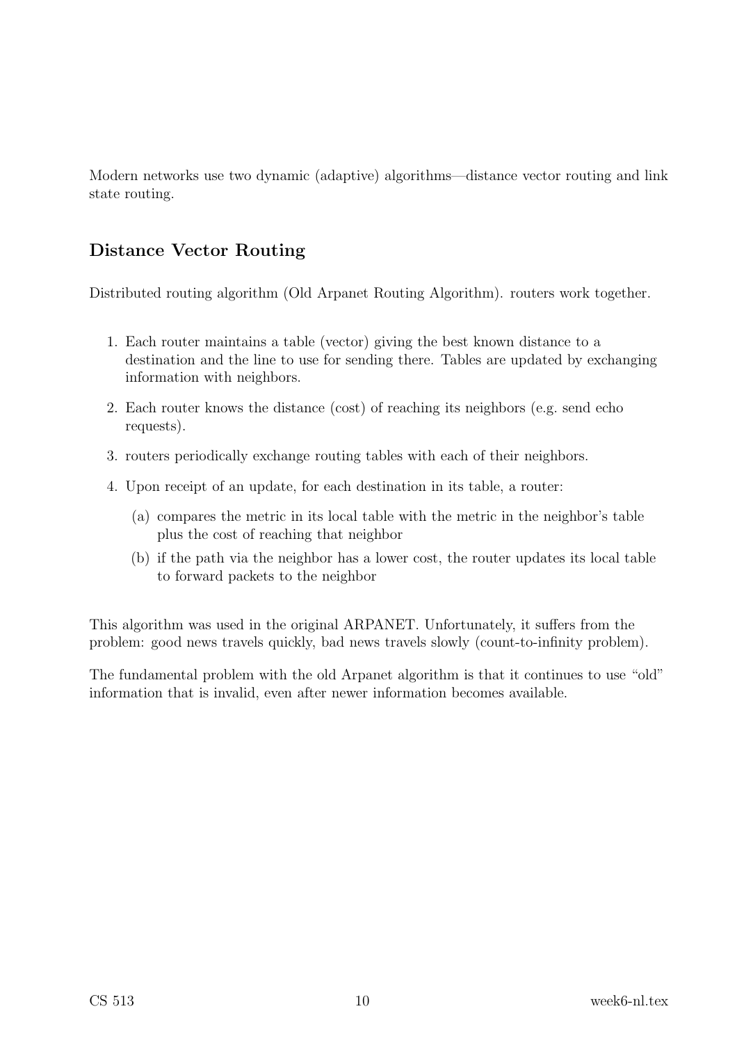Modern networks use two dynamic (adaptive) algorithms—distance vector routing and link state routing.

### Distance Vector Routing

Distributed routing algorithm (Old Arpanet Routing Algorithm). routers work together.

1. Each router maintains a table (vector) giving the best known distance to a destination and the line to use for sending there. Tables are updated by exchanging information with neighbors.
2. Each router knows the distance (cost) of reaching its neighbors (e.g. send echo requests).
3. routers periodically exchange routing tables with each of their neighbors.
4. Upon receipt of an update, for each destination in its table, a router:
   (a) compares the metric in its local table with the metric in the neighbor's table plus the cost of reaching that neighbor
   (b) if the path via the neighbor has a lower cost, the router updates its local table to forward packets to the neighbor

This algorithm was used in the original ARPANET. Unfortunately, it suffers from the problem: good news travels quickly, bad news travels slowly (count-to-infinity problem).

The fundamental problem with the old Arpanet algorithm is that it continues to use "old" information that is invalid, even after newer information becomes available.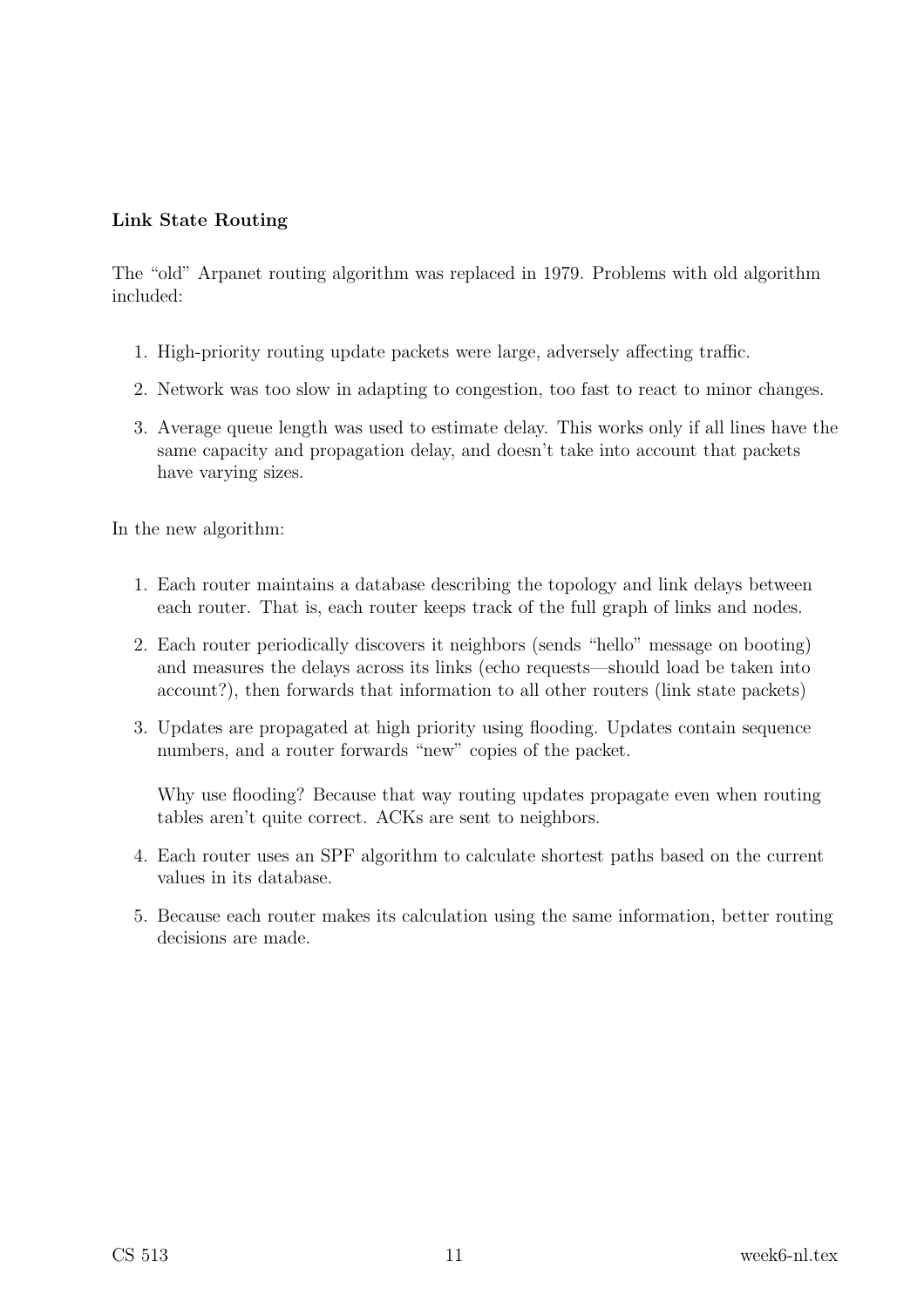**Link State Routing**

The "old" Arpanet routing algorithm was replaced in 1979. Problems with old algorithm included:

1. High-priority routing update packets were large, adversely affecting traffic.
2. Network was too slow in adapting to congestion, too fast to react to minor changes.
3. Average queue length was used to estimate delay. This works only if all lines have the same capacity and propagation delay, and doesn't take into account that packets have varying sizes.

In the new algorithm:

1. Each router maintains a database describing the topology and link delays between each router. That is, each router keeps track of the full graph of links and nodes.
2. Each router periodically discovers it neighbors (sends "hello" message on booting) and measures the delays across its links (echo requests—should load be taken into account?), then forwards that information to all other routers (link state packets)
3. Updates are propagated at high priority using flooding. Updates contain sequence numbers, and a router forwards "new" copies of the packet.

   Why use flooding? Because that way routing updates propagate even when routing tables aren't quite correct. ACKs are sent to neighbors.
4. Each router uses an SPF algorithm to calculate shortest paths based on the current values in its database.
5. Because each router makes its calculation using the same information, better routing decisions are made.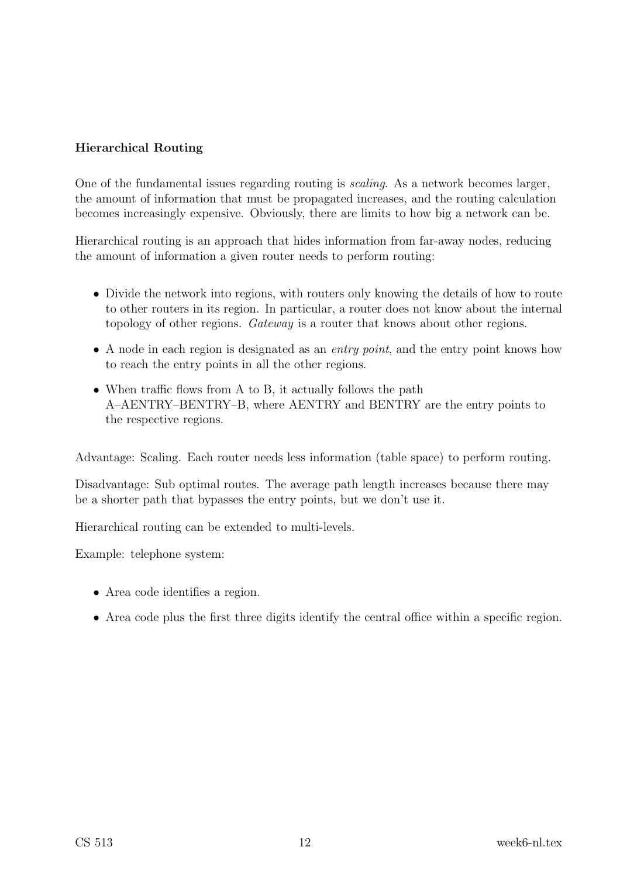**Hierarchical Routing**

One of the fundamental issues regarding routing is *scaling*. As a network becomes larger, the amount of information that must be propagated increases, and the routing calculation becomes increasingly expensive. Obviously, there are limits to how big a network can be.

Hierarchical routing is an approach that hides information from far-away nodes, reducing the amount of information a given router needs to perform routing:

- Divide the network into regions, with routers only knowing the details of how to route to other routers in its region. In particular, a router does not know about the internal topology of other regions. *Gateway* is a router that knows about other regions.
- A node in each region is designated as an *entry point*, and the entry point knows how to reach the entry points in all the other regions.
- When traffic flows from A to B, it actually follows the path A–AENTRY–BENTRY–B, where AENTRY and BENTRY are the entry points to the respective regions.

Advantage: Scaling. Each router needs less information (table space) to perform routing.

Disadvantage: Sub optimal routes. The average path length increases because there may be a shorter path that bypasses the entry points, but we don't use it.

Hierarchical routing can be extended to multi-levels.

Example: telephone system:

- Area code identifies a region.
- Area code plus the first three digits identify the central office within a specific region.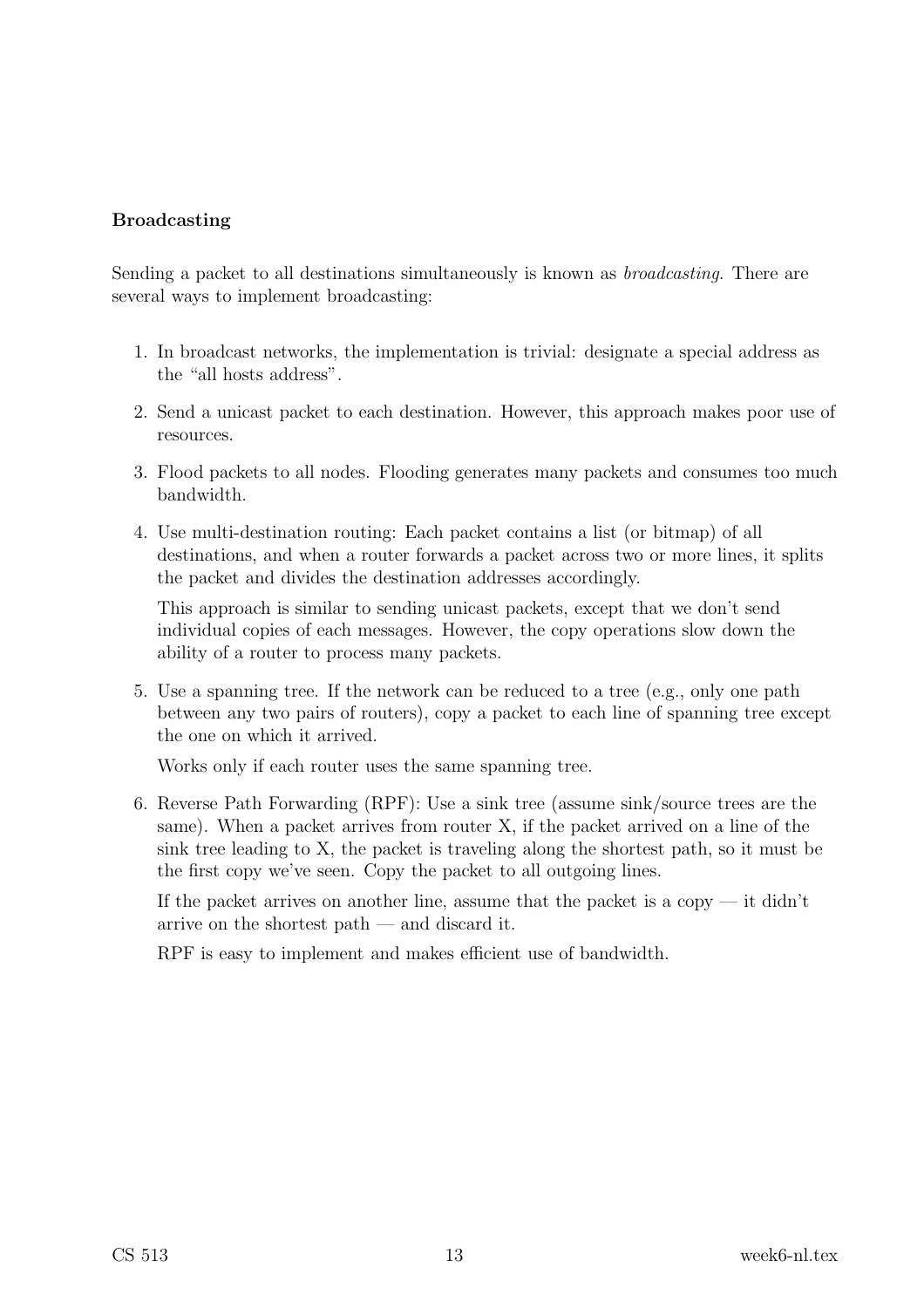**Broadcasting**

Sending a packet to all destinations simultaneously is known as *broadcasting.* There are several ways to implement broadcasting:

1. In broadcast networks, the implementation is trivial: designate a special address as the "all hosts address".
2. Send a unicast packet to each destination. However, this approach makes poor use of resources.
3. Flood packets to all nodes. Flooding generates many packets and consumes too much bandwidth.
4. Use multi-destination routing: Each packet contains a list (or bitmap) of all destinations, and when a router forwards a packet across two or more lines, it splits the packet and divides the destination addresses accordingly.

   This approach is similar to sending unicast packets, except that we don't send individual copies of each messages. However, the copy operations slow down the ability of a router to process many packets.
5. Use a spanning tree. If the network can be reduced to a tree (e.g., only one path between any two pairs of routers), copy a packet to each line of spanning tree except the one on which it arrived.

   Works only if each router uses the same spanning tree.
6. Reverse Path Forwarding (RPF): Use a sink tree (assume sink/source trees are the same). When a packet arrives from router X, if the packet arrived on a line of the sink tree leading to X, the packet is traveling along the shortest path, so it must be the first copy we've seen. Copy the packet to all outgoing lines.

   If the packet arrives on another line, assume that the packet is a copy — it didn't arrive on the shortest path — and discard it.

   RPF is easy to implement and makes efficient use of bandwidth.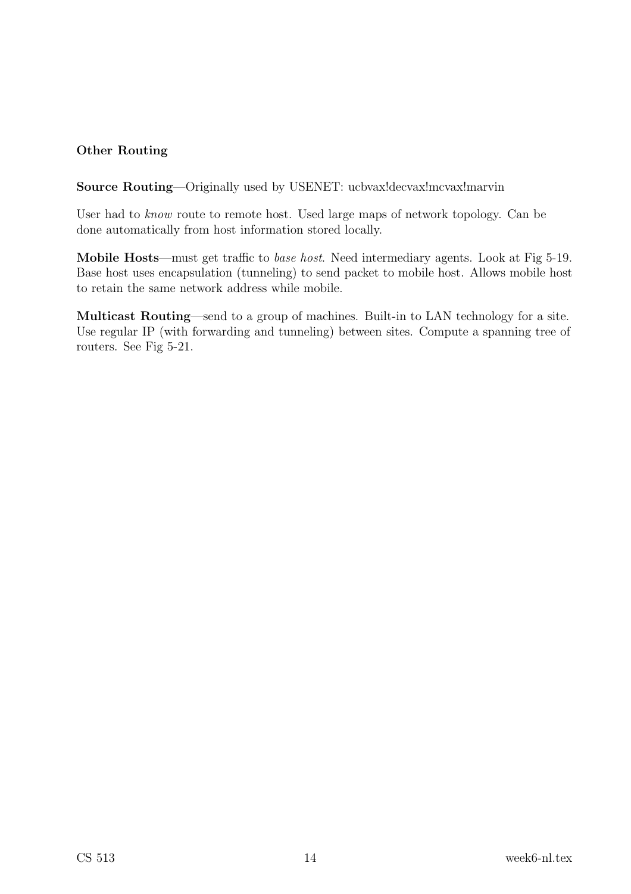**Other Routing**

**Source Routing**—Originally used by USENET: ucbvax!decvax!mcvax!marvin

User had to *know* route to remote host. Used large maps of network topology. Can be done automatically from host information stored locally.

**Mobile Hosts**—must get traffic to *base host*. Need intermediary agents. Look at Fig 5-19. Base host uses encapsulation (tunneling) to send packet to mobile host. Allows mobile host to retain the same network address while mobile.

**Multicast Routing**—send to a group of machines. Built-in to LAN technology for a site. Use regular IP (with forwarding and tunneling) between sites. Compute a spanning tree of routers. See Fig 5-21.